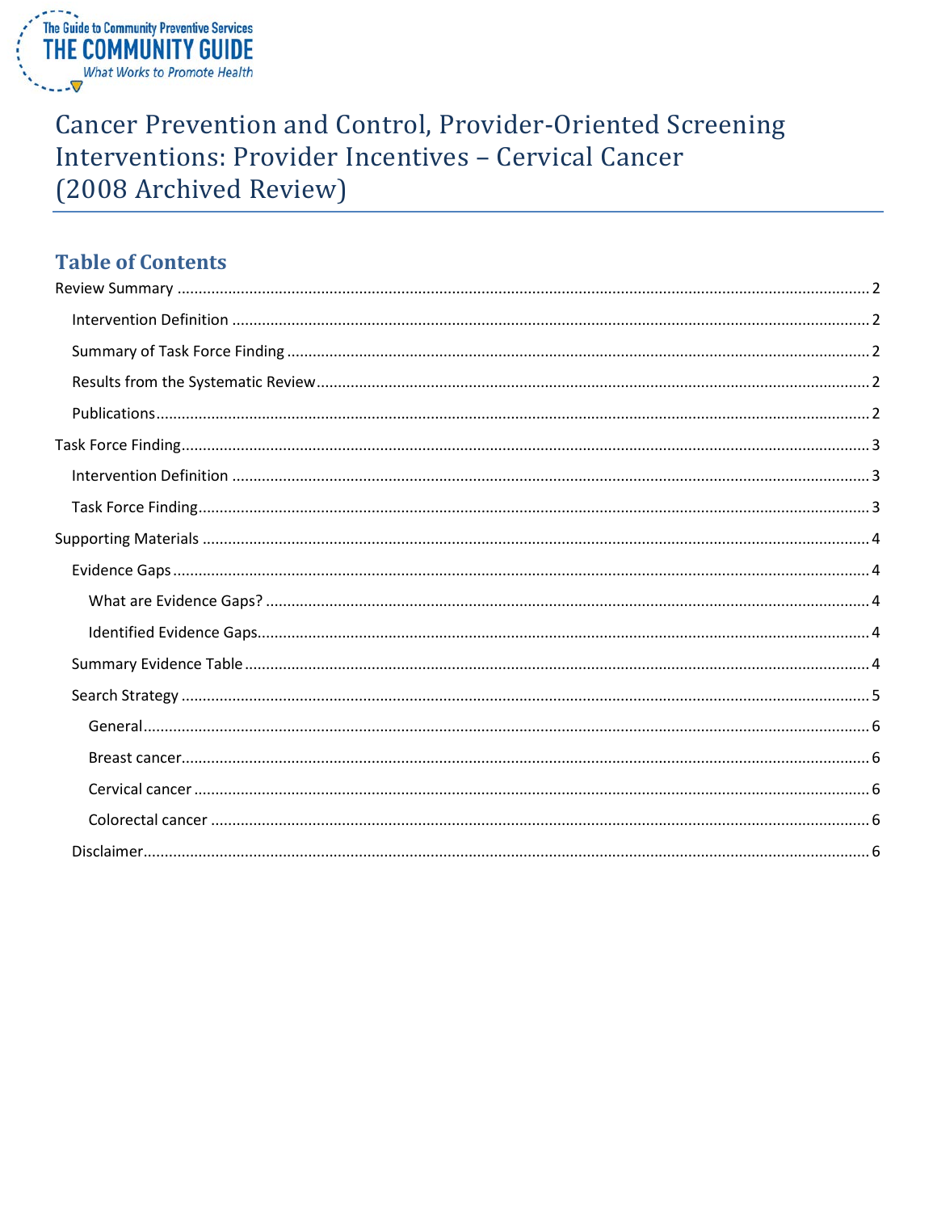The Guide to Community Preventive Services
THE COMMUNITY GUIDE
*What Works to Promote Health*

# Cancer Prevention and Control, Provider-Oriented Screening Interventions: Provider Incentives – Cervical Cancer (2008 Archived Review)

## Table of Contents

Review Summary ..... 2
- Intervention Definition ..... 2
- Summary of Task Force Finding ..... 2
- Results from the Systematic Review ..... 2
- Publications ..... 2

Task Force Finding ..... 3
- Intervention Definition ..... 3
- Task Force Finding ..... 3

Supporting Materials ..... 4
- Evidence Gaps ..... 4
  - What are Evidence Gaps? ..... 4
  - Identified Evidence Gaps ..... 4
- Summary Evidence Table ..... 4
- Search Strategy ..... 5
  - General ..... 6
  - Breast cancer ..... 6
  - Cervical cancer ..... 6
  - Colorectal cancer ..... 6
- Disclaimer ..... 6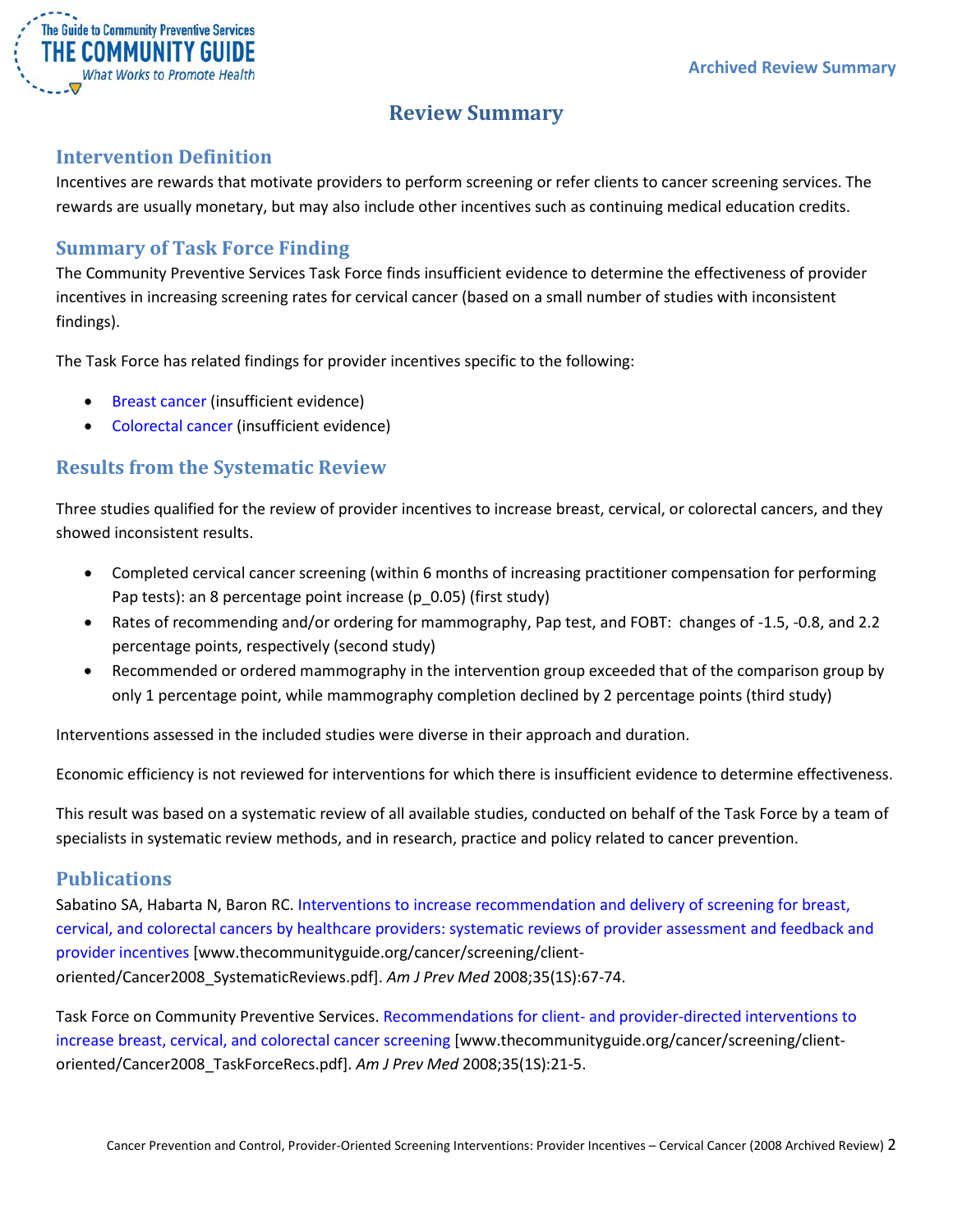# Review Summary

## Intervention Definition

Incentives are rewards that motivate providers to perform screening or refer clients to cancer screening services. The rewards are usually monetary, but may also include other incentives such as continuing medical education credits.

## Summary of Task Force Finding

The Community Preventive Services Task Force finds insufficient evidence to determine the effectiveness of provider incentives in increasing screening rates for cervical cancer (based on a small number of studies with inconsistent findings).

The Task Force has related findings for provider incentives specific to the following:

- Breast cancer (insufficient evidence)
- Colorectal cancer (insufficient evidence)

## Results from the Systematic Review

Three studies qualified for the review of provider incentives to increase breast, cervical, or colorectal cancers, and they showed inconsistent results.

- Completed cervical cancer screening (within 6 months of increasing practitioner compensation for performing Pap tests): an 8 percentage point increase (p_0.05) (first study)
- Rates of recommending and/or ordering for mammography, Pap test, and FOBT: changes of -1.5, -0.8, and 2.2 percentage points, respectively (second study)
- Recommended or ordered mammography in the intervention group exceeded that of the comparison group by only 1 percentage point, while mammography completion declined by 2 percentage points (third study)

Interventions assessed in the included studies were diverse in their approach and duration.

Economic efficiency is not reviewed for interventions for which there is insufficient evidence to determine effectiveness.

This result was based on a systematic review of all available studies, conducted on behalf of the Task Force by a team of specialists in systematic review methods, and in research, practice and policy related to cancer prevention.

## Publications

Sabatino SA, Habarta N, Baron RC. Interventions to increase recommendation and delivery of screening for breast, cervical, and colorectal cancers by healthcare providers: systematic reviews of provider assessment and feedback and provider incentives [www.thecommunityguide.org/cancer/screening/client-oriented/Cancer2008_SystematicReviews.pdf]. *Am J Prev Med* 2008;35(1S):67-74.

Task Force on Community Preventive Services. Recommendations for client- and provider-directed interventions to increase breast, cervical, and colorectal cancer screening [www.thecommunityguide.org/cancer/screening/client-oriented/Cancer2008_TaskForceRecs.pdf]. *Am J Prev Med* 2008;35(1S):21-5.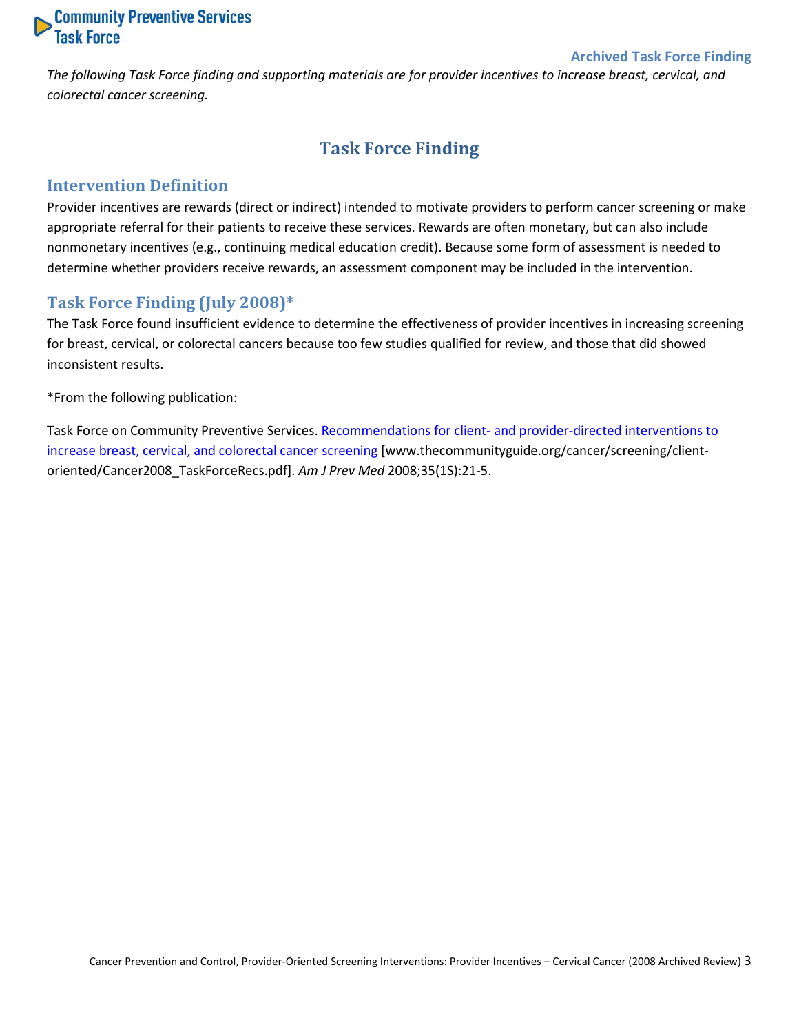*The following Task Force finding and supporting materials are for provider incentives to increase breast, cervical, and colorectal cancer screening.*

# Task Force Finding

## Intervention Definition

Provider incentives are rewards (direct or indirect) intended to motivate providers to perform cancer screening or make appropriate referral for their patients to receive these services. Rewards are often monetary, but can also include nonmonetary incentives (e.g., continuing medical education credit). Because some form of assessment is needed to determine whether providers receive rewards, an assessment component may be included in the intervention.

## Task Force Finding (July 2008)*

The Task Force found insufficient evidence to determine the effectiveness of provider incentives in increasing screening for breast, cervical, or colorectal cancers because too few studies qualified for review, and those that did showed inconsistent results.

*From the following publication:

Task Force on Community Preventive Services. Recommendations for client- and provider-directed interventions to increase breast, cervical, and colorectal cancer screening [www.thecommunityguide.org/cancer/screening/client-oriented/Cancer2008_TaskForceRecs.pdf]. *Am J Prev Med* 2008;35(1S):21-5.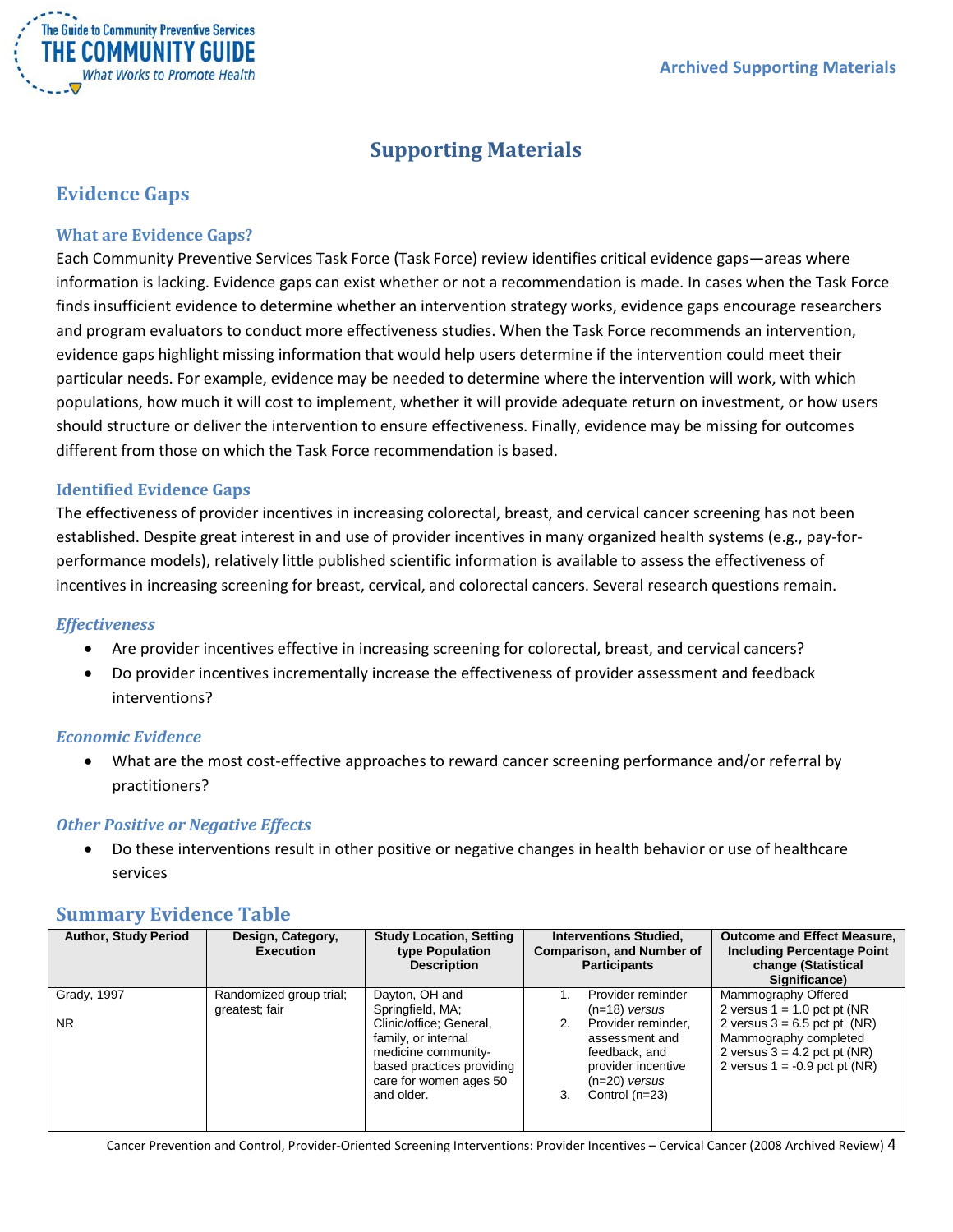# Supporting Materials

## Evidence Gaps

### What are Evidence Gaps?

Each Community Preventive Services Task Force (Task Force) review identifies critical evidence gaps—areas where information is lacking. Evidence gaps can exist whether or not a recommendation is made. In cases when the Task Force finds insufficient evidence to determine whether an intervention strategy works, evidence gaps encourage researchers and program evaluators to conduct more effectiveness studies. When the Task Force recommends an intervention, evidence gaps highlight missing information that would help users determine if the intervention could meet their particular needs. For example, evidence may be needed to determine where the intervention will work, with which populations, how much it will cost to implement, whether it will provide adequate return on investment, or how users should structure or deliver the intervention to ensure effectiveness. Finally, evidence may be missing for outcomes different from those on which the Task Force recommendation is based.

### Identified Evidence Gaps

The effectiveness of provider incentives in increasing colorectal, breast, and cervical cancer screening has not been established. Despite great interest in and use of provider incentives in many organized health systems (e.g., pay-for-performance models), relatively little published scientific information is available to assess the effectiveness of incentives in increasing screening for breast, cervical, and colorectal cancers. Several research questions remain.

#### *Effectiveness*

- Are provider incentives effective in increasing screening for colorectal, breast, and cervical cancers?
- Do provider incentives incrementally increase the effectiveness of provider assessment and feedback interventions?

#### *Economic Evidence*

- What are the most cost-effective approaches to reward cancer screening performance and/or referral by practitioners?

#### *Other Positive or Negative Effects*

- Do these interventions result in other positive or negative changes in health behavior or use of healthcare services

## Summary Evidence Table

| Author, Study Period | Design, Category, Execution | Study Location, Setting type Population Description | Interventions Studied, Comparison, and Number of Participants | Outcome and Effect Measure, Including Percentage Point change (Statistical Significance) |
|---|---|---|---|---|
| Grady, 1997<br><br>NR | Randomized group trial; greatest; fair | Dayton, OH and Springfield, MA; Clinic/office; General, family, or internal medicine community-based practices providing care for women ages 50 and older. | 1. Provider reminder (n=18) *versus*<br>2. Provider reminder, assessment and feedback, and provider incentive (n=20) *versus*<br>3. Control (n=23) | Mammography Offered<br>2 versus 1 = 1.0 pct pt (NR<br>2 versus 3 = 6.5 pct pt (NR)<br>Mammography completed<br>2 versus 3 = 4.2 pct pt (NR)<br>2 versus 1 = -0.9 pct pt (NR) |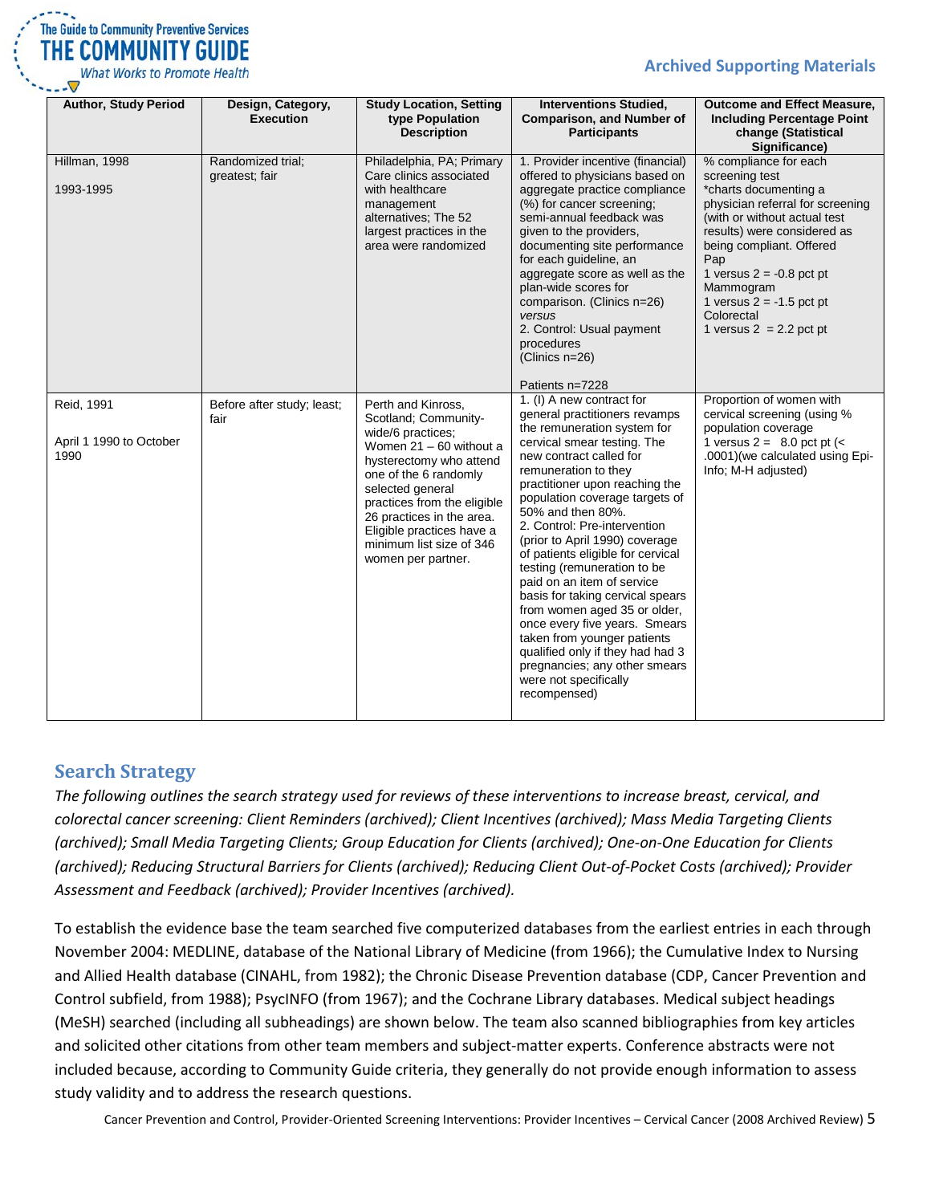| Author, Study Period | Design, Category, Execution | Study Location, Setting type Population Description | Interventions Studied, Comparison, and Number of Participants | Outcome and Effect Measure, Including Percentage Point change (Statistical Significance) |
|---|---|---|---|---|
| Hillman, 1998<br><br>1993-1995 | Randomized trial; greatest; fair | Philadelphia, PA; Primary Care clinics associated with healthcare management alternatives; The 52 largest practices in the area were randomized | 1. Provider incentive (financial) offered to physicians based on aggregate practice compliance (%) for cancer screening; semi-annual feedback was given to the providers, documenting site performance for each guideline, an aggregate score as well as the plan-wide scores for comparison. (Clinics n=26)<br>*versus*<br>2. Control: Usual payment procedures<br>(Clinics n=26)<br><br>Patients n=7228 | % compliance for each screening test<br>*charts documenting a physician referral for screening (with or without actual test results) were considered as being compliant. Offered<br>Pap<br>1 versus 2 = -0.8 pct pt<br>Mammogram<br>1 versus 2 = -1.5 pct pt<br>Colorectal<br>1 versus 2 = 2.2 pct pt |
| Reid, 1991<br><br>April 1 1990 to October 1990 | Before after study; least; fair | Perth and Kinross, Scotland; Community-wide/6 practices; Women 21 – 60 without a hysterectomy who attend one of the 6 randomly selected general practices from the eligible 26 practices in the area. Eligible practices have a minimum list size of 346 women per partner. | 1. (I) A new contract for general practitioners revamps the remuneration system for cervical smear testing. The new contract called for remuneration to they practitioner upon reaching the population coverage targets of 50% and then 80%.<br>2. Control: Pre-intervention (prior to April 1990) coverage of patients eligible for cervical testing (remuneration to be paid on an item of service basis for taking cervical spears from women aged 35 or older, once every five years. Smears taken from younger patients qualified only if they had had 3 pregnancies; any other smears were not specifically recompensed) | Proportion of women with cervical screening (using % population coverage<br>1 versus 2 = 8.0 pct pt (< .0001)(we calculated using Epi-Info; M-H adjusted) |

## Search Strategy

*The following outlines the search strategy used for reviews of these interventions to increase breast, cervical, and colorectal cancer screening: Client Reminders (archived); Client Incentives (archived); Mass Media Targeting Clients (archived); Small Media Targeting Clients; Group Education for Clients (archived); One-on-One Education for Clients (archived); Reducing Structural Barriers for Clients (archived); Reducing Client Out-of-Pocket Costs (archived); Provider Assessment and Feedback (archived); Provider Incentives (archived).*

To establish the evidence base the team searched five computerized databases from the earliest entries in each through November 2004: MEDLINE, database of the National Library of Medicine (from 1966); the Cumulative Index to Nursing and Allied Health database (CINAHL, from 1982); the Chronic Disease Prevention database (CDP, Cancer Prevention and Control subfield, from 1988); PsycINFO (from 1967); and the Cochrane Library databases. Medical subject headings (MeSH) searched (including all subheadings) are shown below. The team also scanned bibliographies from key articles and solicited other citations from other team members and subject-matter experts. Conference abstracts were not included because, according to Community Guide criteria, they generally do not provide enough information to assess study validity and to address the research questions.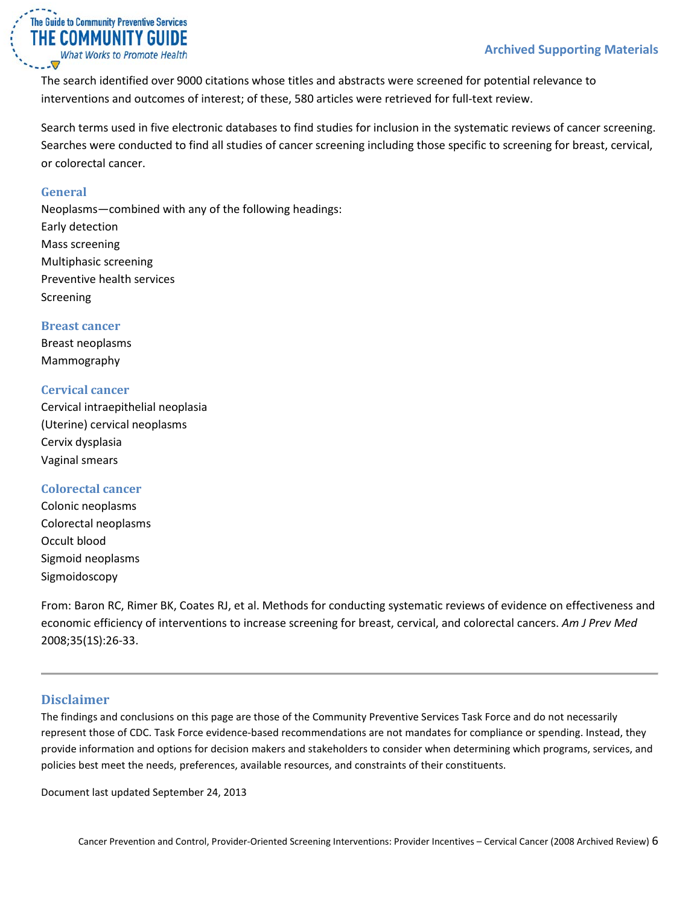The search identified over 9000 citations whose titles and abstracts were screened for potential relevance to interventions and outcomes of interest; of these, 580 articles were retrieved for full-text review.

Search terms used in five electronic databases to find studies for inclusion in the systematic reviews of cancer screening. Searches were conducted to find all studies of cancer screening including those specific to screening for breast, cervical, or colorectal cancer.

### General

Neoplasms—combined with any of the following headings:
Early detection
Mass screening
Multiphasic screening
Preventive health services
Screening

### Breast cancer

Breast neoplasms
Mammography

### Cervical cancer

Cervical intraepithelial neoplasia
(Uterine) cervical neoplasms
Cervix dysplasia
Vaginal smears

### Colorectal cancer

Colonic neoplasms
Colorectal neoplasms
Occult blood
Sigmoid neoplasms
Sigmoidoscopy

From: Baron RC, Rimer BK, Coates RJ, et al. Methods for conducting systematic reviews of evidence on effectiveness and economic efficiency of interventions to increase screening for breast, cervical, and colorectal cancers. *Am J Prev Med* 2008;35(1S):26-33.

---

## Disclaimer

The findings and conclusions on this page are those of the Community Preventive Services Task Force and do not necessarily represent those of CDC. Task Force evidence-based recommendations are not mandates for compliance or spending. Instead, they provide information and options for decision makers and stakeholders to consider when determining which programs, services, and policies best meet the needs, preferences, available resources, and constraints of their constituents.

Document last updated September 24, 2013